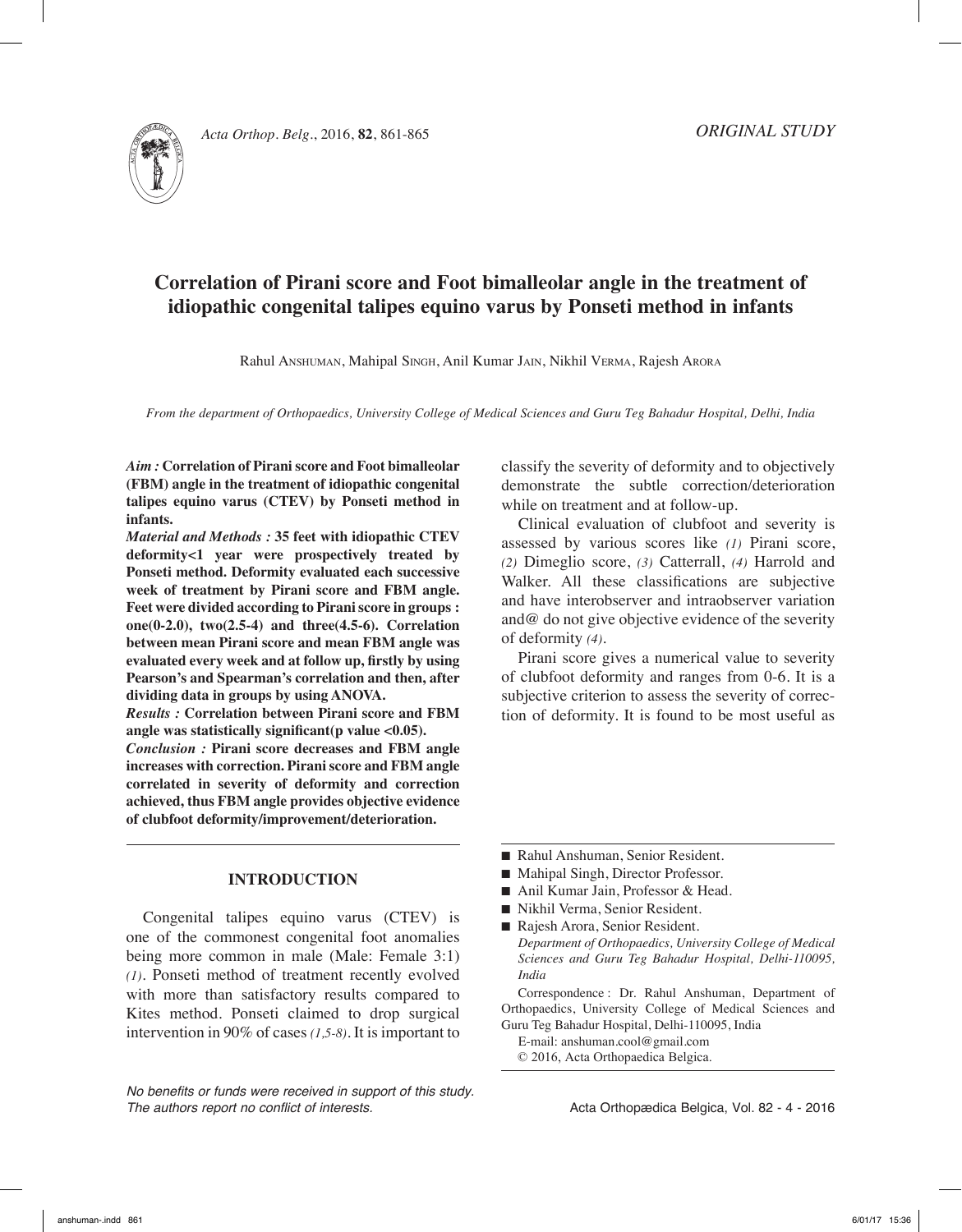ORIGINAL STUDY

# Correlation of Pirani score and Foot bimalleolar angle in the treatment of idiopathic congenital talipes equino varus by Ponseti method in infants

Rahul Anshuman, Mahipal Singh, Anil Kumar Jain, Nikhil Verma, Rajesh Arora

*From the department of Orthopaedics, University College of Medical Sciences and Guru Teg Bahadur Hospital, Delhi, India*

***Aim :*** **Correlation of Pirani score and Foot bimalleolar (FBM) angle in the treatment of idiopathic congenital talipes equino varus (CTEV) by Ponseti method in infants.**

***Material and Methods :*** **35 feet with idiopathic CTEV deformity<1 year were prospectively treated by Ponseti method. Deformity evaluated each successive week of treatment by Pirani score and FBM angle. Feet were divided according to Pirani score in groups : one(0-2.0), two(2.5-4) and three(4.5-6). Correlation between mean Pirani score and mean FBM angle was evaluated every week and at follow up, firstly by using Pearson's and Spearman's correlation and then, after dividing data in groups by using ANOVA.**

***Results :*** **Correlation between Pirani score and FBM angle was statistically significant(p value <0.05).**

***Conclusion :*** **Pirani score decreases and FBM angle increases with correction. Pirani score and FBM angle correlated in severity of deformity and correction achieved, thus FBM angle provides objective evidence of clubfoot deformity/improvement/deterioration.**

## INTRODUCTION

Congenital talipes equino varus (CTEV) is one of the commonest congenital foot anomalies being more common in male (Male: Female 3:1) *(1)*. Ponseti method of treatment recently evolved with more than satisfactory results compared to Kites method. Ponseti claimed to drop surgical intervention in 90% of cases *(1,5-8)*. It is important to classify the severity of deformity and to objectively demonstrate the subtle correction/deterioration while on treatment and at follow-up.

Clinical evaluation of clubfoot and severity is assessed by various scores like *(1)* Pirani score, *(2)* Dimeglio score, *(3)* Catterrall, *(4)* Harrold and Walker. All these classifications are subjective and have interobserver and intraobserver variation and@ do not give objective evidence of the severity of deformity *(4)*.

Pirani score gives a numerical value to severity of clubfoot deformity and ranges from 0-6. It is a subjective criterion to assess the severity of correction of deformity. It is found to be most useful as

- Rahul Anshuman, Senior Resident.
- Mahipal Singh, Director Professor.
- Anil Kumar Jain, Professor & Head.
- Nikhil Verma, Senior Resident.
- Rajesh Arora, Senior Resident.

*Department of Orthopaedics, University College of Medical Sciences and Guru Teg Bahadur Hospital, Delhi-110095, India*

Correspondence : Dr. Rahul Anshuman, Department of Orthopaedics, University College of Medical Sciences and Guru Teg Bahadur Hospital, Delhi-110095, India

E-mail: anshuman.cool@gmail.com

© 2016, Acta Orthopaedica Belgica.

*No benefits or funds were received in support of this study. The authors report no conflict of interests.*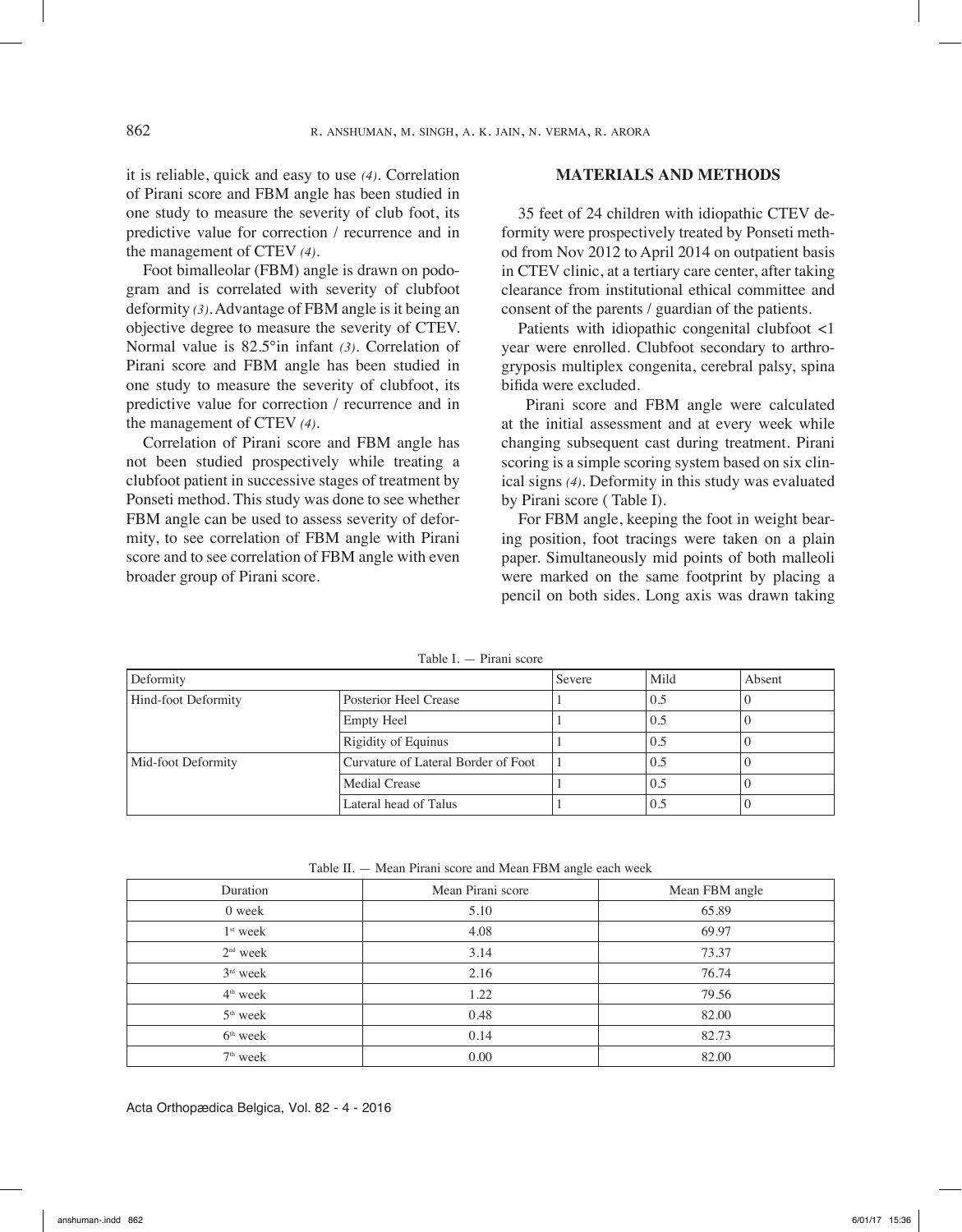it is reliable, quick and easy to use *(4)*. Correlation of Pirani score and FBM angle has been studied in one study to measure the severity of club foot, its predictive value for correction / recurrence and in the management of CTEV *(4)*.

Foot bimalleolar (FBM) angle is drawn on podogram and is correlated with severity of clubfoot deformity *(3)*. Advantage of FBM angle is it being an objective degree to measure the severity of CTEV. Normal value is 82.5°in infant *(3)*. Correlation of Pirani score and FBM angle has been studied in one study to measure the severity of clubfoot, its predictive value for correction / recurrence and in the management of CTEV *(4)*.

Correlation of Pirani score and FBM angle has not been studied prospectively while treating a clubfoot patient in successive stages of treatment by Ponseti method. This study was done to see whether FBM angle can be used to assess severity of deformity, to see correlation of FBM angle with Pirani score and to see correlation of FBM angle with even broader group of Pirani score.

## MATERIALS AND METHODS

35 feet of 24 children with idiopathic CTEV deformity were prospectively treated by Ponseti method from Nov 2012 to April 2014 on outpatient basis in CTEV clinic, at a tertiary care center, after taking clearance from institutional ethical committee and consent of the parents / guardian of the patients.

Patients with idiopathic congenital clubfoot <1 year were enrolled. Clubfoot secondary to arthrogryposis multiplex congenita, cerebral palsy, spina bifida were excluded.

Pirani score and FBM angle were calculated at the initial assessment and at every week while changing subsequent cast during treatment. Pirani scoring is a simple scoring system based on six clinical signs *(4)*. Deformity in this study was evaluated by Pirani score ( Table I).

For FBM angle, keeping the foot in weight bearing position, foot tracings were taken on a plain paper. Simultaneously mid points of both malleoli were marked on the same footprint by placing a pencil on both sides. Long axis was drawn taking

Table I. — Pirani score

| Deformity | | Severe | Mild | Absent |
|---|---|---|---|---|
| Hind-foot Deformity | Posterior Heel Crease | 1 | 0.5 | 0 |
| | Empty Heel | 1 | 0.5 | 0 |
| | Rigidity of Equinus | 1 | 0.5 | 0 |
| Mid-foot Deformity | Curvature of Lateral Border of Foot | 1 | 0.5 | 0 |
| | Medial Crease | 1 | 0.5 | 0 |
| | Lateral head of Talus | 1 | 0.5 | 0 |

Table II. — Mean Pirani score and Mean FBM angle each week

| Duration | Mean Pirani score | Mean FBM angle |
|---|---|---|
| 0 week | 5.10 | 65.89 |
| 1st week | 4.08 | 69.97 |
| 2nd week | 3.14 | 73.37 |
| 3rd week | 2.16 | 76.74 |
| 4th week | 1.22 | 79.56 |
| 5th week | 0.48 | 82.00 |
| 6th week | 0.14 | 82.73 |
| 7th week | 0.00 | 82.00 |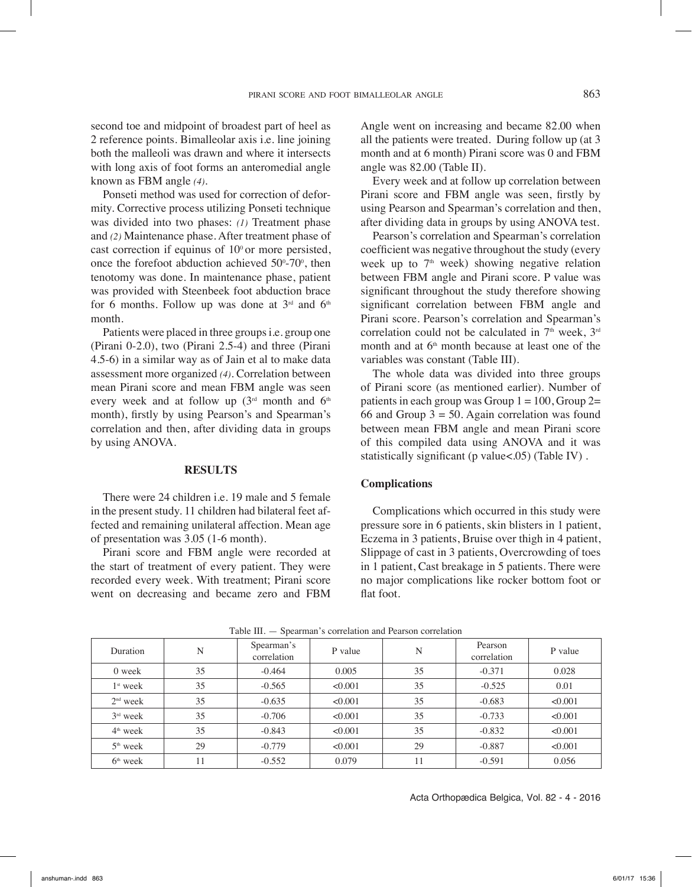second toe and midpoint of broadest part of heel as 2 reference points. Bimalleolar axis i.e. line joining both the malleoli was drawn and where it intersects with long axis of foot forms an anteromedial angle known as FBM angle *(4)*.

Ponseti method was used for correction of deformity. Corrective process utilizing Ponseti technique was divided into two phases: *(1)* Treatment phase and *(2)* Maintenance phase. After treatment phase of cast correction if equinus of $10^0$ or more persisted, once the forefoot abduction achieved $50^0$-$70^0$, then tenotomy was done. In maintenance phase, patient was provided with Steenbeek foot abduction brace for 6 months. Follow up was done at 3rd and 6th month.

Patients were placed in three groups i.e. group one (Pirani 0-2.0), two (Pirani 2.5-4) and three (Pirani 4.5-6) in a similar way as of Jain et al to make data assessment more organized *(4)*. Correlation between mean Pirani score and mean FBM angle was seen every week and at follow up (3rd month and 6th month), firstly by using Pearson's and Spearman's correlation and then, after dividing data in groups by using ANOVA.

## RESULTS

There were 24 children i.e. 19 male and 5 female in the present study. 11 children had bilateral feet affected and remaining unilateral affection. Mean age of presentation was 3.05 (1-6 month).

Pirani score and FBM angle were recorded at the start of treatment of every patient. They were recorded every week. With treatment; Pirani score went on decreasing and became zero and FBM Angle went on increasing and became 82.00 when all the patients were treated. During follow up (at 3 month and at 6 month) Pirani score was 0 and FBM angle was 82.00 (Table II).

Every week and at follow up correlation between Pirani score and FBM angle was seen, firstly by using Pearson and Spearman's correlation and then, after dividing data in groups by using ANOVA test.

Pearson's correlation and Spearman's correlation coefficient was negative throughout the study (every week up to 7th week) showing negative relation between FBM angle and Pirani score. P value was significant throughout the study therefore showing significant correlation between FBM angle and Pirani score. Pearson's correlation and Spearman's correlation could not be calculated in 7th week, 3rd month and at 6th month because at least one of the variables was constant (Table III).

The whole data was divided into three groups of Pirani score (as mentioned earlier). Number of patients in each group was Group 1 = 100, Group 2= 66 and Group 3 = 50. Again correlation was found between mean FBM angle and mean Pirani score of this compiled data using ANOVA and it was statistically significant (p value<.05) (Table IV) .

### Complications

Complications which occurred in this study were pressure sore in 6 patients, skin blisters in 1 patient, Eczema in 3 patients, Bruise over thigh in 4 patient, Slippage of cast in 3 patients, Overcrowding of toes in 1 patient, Cast breakage in 5 patients. There were no major complications like rocker bottom foot or flat foot.

Table III. — Spearman's correlation and Pearson correlation

| Duration | N | Spearman's correlation | P value | N | Pearson correlation | P value |
|---|---|---|---|---|---|---|
| 0 week | 35 | -0.464 | 0.005 | 35 | -0.371 | 0.028 |
| 1st week | 35 | -0.565 | <0.001 | 35 | -0.525 | 0.01 |
| 2nd week | 35 | -0.635 | <0.001 | 35 | -0.683 | <0.001 |
| 3rd week | 35 | -0.706 | <0.001 | 35 | -0.733 | <0.001 |
| 4th week | 35 | -0.843 | <0.001 | 35 | -0.832 | <0.001 |
| 5th week | 29 | -0.779 | <0.001 | 29 | -0.887 | <0.001 |
| 6th week | 11 | -0.552 | 0.079 | 11 | -0.591 | 0.056 |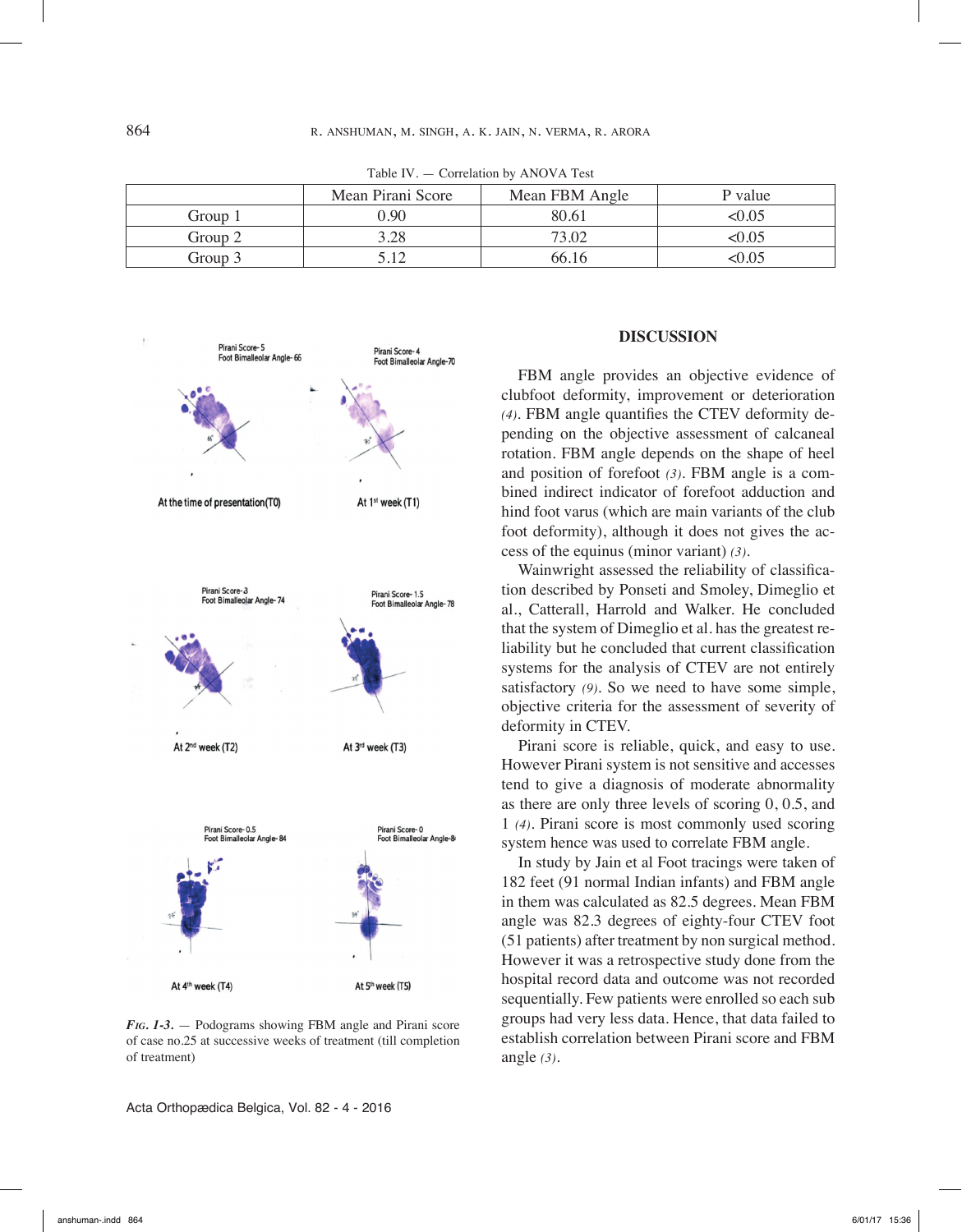Table IV. — Correlation by ANOVA Test

| | Mean Pirani Score | Mean FBM Angle | P value |
|---|---|---|---|
| Group 1 | 0.90 | 80.61 | <0.05 |
| Group 2 | 3.28 | 73.02 | <0.05 |
| Group 3 | 5.12 | 66.16 | <0.05 |

*Fig. 1-3.* — Podograms showing FBM angle and Pirani score of case no.25 at successive weeks of treatment (till completion of treatment)

## DISCUSSION

FBM angle provides an objective evidence of clubfoot deformity, improvement or deterioration *(4)*. FBM angle quantifies the CTEV deformity depending on the objective assessment of calcaneal rotation. FBM angle depends on the shape of heel and position of forefoot *(3)*. FBM angle is a combined indirect indicator of forefoot adduction and hind foot varus (which are main variants of the club foot deformity), although it does not gives the access of the equinus (minor variant) *(3)*.

Wainwright assessed the reliability of classification described by Ponseti and Smoley, Dimeglio et al., Catterall, Harrold and Walker. He concluded that the system of Dimeglio et al. has the greatest reliability but he concluded that current classification systems for the analysis of CTEV are not entirely satisfactory *(9)*. So we need to have some simple, objective criteria for the assessment of severity of deformity in CTEV.

Pirani score is reliable, quick, and easy to use. However Pirani system is not sensitive and accesses tend to give a diagnosis of moderate abnormality as there are only three levels of scoring 0, 0.5, and 1 *(4)*. Pirani score is most commonly used scoring system hence was used to correlate FBM angle.

In study by Jain et al Foot tracings were taken of 182 feet (91 normal Indian infants) and FBM angle in them was calculated as 82.5 degrees. Mean FBM angle was 82.3 degrees of eighty-four CTEV foot (51 patients) after treatment by non surgical method. However it was a retrospective study done from the hospital record data and outcome was not recorded sequentially. Few patients were enrolled so each sub groups had very less data. Hence, that data failed to establish correlation between Pirani score and FBM angle *(3)*.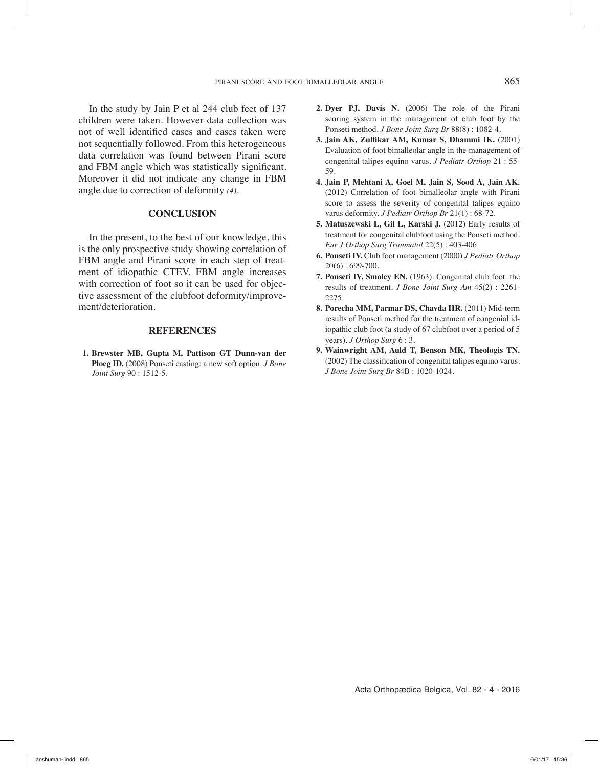In the study by Jain P et al 244 club feet of 137 children were taken. However data collection was not of well identified cases and cases taken were not sequentially followed. From this heterogeneous data correlation was found between Pirani score and FBM angle which was statistically significant. Moreover it did not indicate any change in FBM angle due to correction of deformity *(4)*.

## CONCLUSION

In the present, to the best of our knowledge, this is the only prospective study showing correlation of FBM angle and Pirani score in each step of treatment of idiopathic CTEV. FBM angle increases with correction of foot so it can be used for objective assessment of the clubfoot deformity/improvement/deterioration.

## REFERENCES

1. **Brewster MB, Gupta M, Pattison GT Dunn-van der Ploeg ID.** (2008) Ponseti casting: a new soft option. *J Bone Joint Surg* 90 : 1512-5.
2. **Dyer PJ, Davis N.** (2006) The role of the Pirani scoring system in the management of club foot by the Ponseti method. *J Bone Joint Surg Br* 88(8) : 1082-4.
3. **Jain AK, Zulfikar AM, Kumar S, Dhammi IK.** (2001) Evaluation of foot bimalleolar angle in the management of congenital talipes equino varus. *J Pediatr Orthop* 21 : 55-59.
4. **Jain P, Mehtani A, Goel M, Jain S, Sood A, Jain AK.** (2012) Correlation of foot bimalleolar angle with Pirani score to assess the severity of congenital talipes equino varus deformity. *J Pediatr Orthop Br* 21(1) : 68-72.
5. **Matuszewski L, Gil L, Karski J.** (2012) Early results of treatment for congenital clubfoot using the Ponseti method. *Eur J Orthop Surg Traumatol* 22(5) : 403-406
6. **Ponseti IV.** Club foot management (2000) *J Pediatr Orthop* 20(6) : 699-700.
7. **Ponseti IV, Smoley EN.** (1963). Congenital club foot: the results of treatment. *J Bone Joint Surg Am* 45(2) : 2261-2275.
8. **Porecha MM, Parmar DS, Chavda HR.** (2011) Mid-term results of Ponseti method for the treatment of congenial idiopathic club foot (a study of 67 clubfoot over a period of 5 years). *J Orthop Surg* 6 : 3.
9. **Wainwright AM, Auld T, Benson MK, Theologis TN.** (2002) The classification of congenital talipes equino varus. *J Bone Joint Surg Br* 84B : 1020-1024.